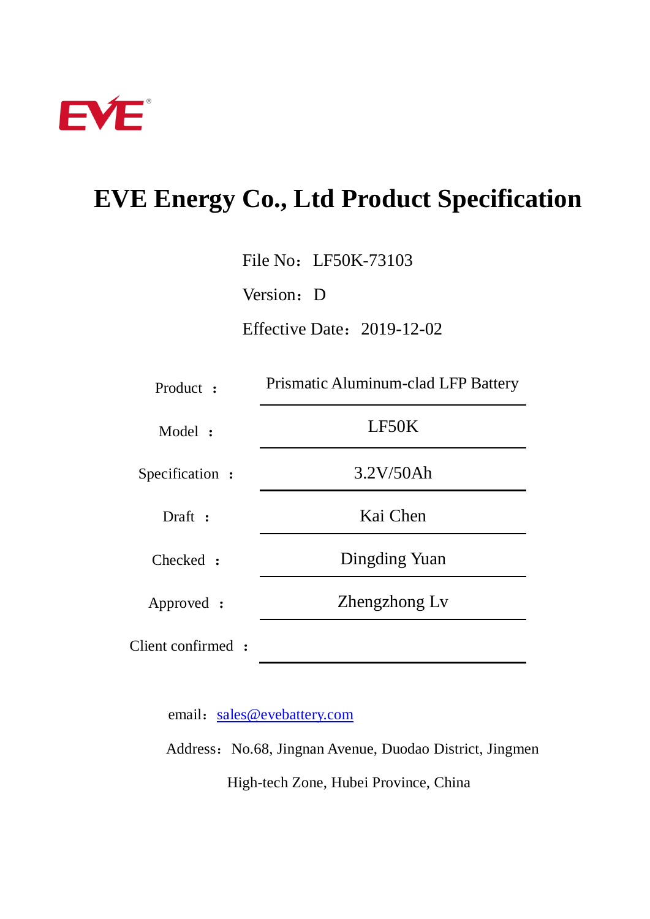EVE

# EVE Energy Co., Ltd Product Specification

File No：LF50K-73103

Version：D

Effective Date：2019-12-02

| | |
|---|---|
| Product ： | Prismatic Aluminum-clad LFP Battery |
| Model ： | LF50K |
| Specification ： | 3.2V/50Ah |
| Draft ： | Kai Chen |
| Checked ： | Dingding Yuan |
| Approved ： | Zhengzhong Lv |
| Client confirmed ： | |

email：sales@evebattery.com

Address：No.68, Jingnan Avenue, Duodao District, Jingmen High-tech Zone, Hubei Province, China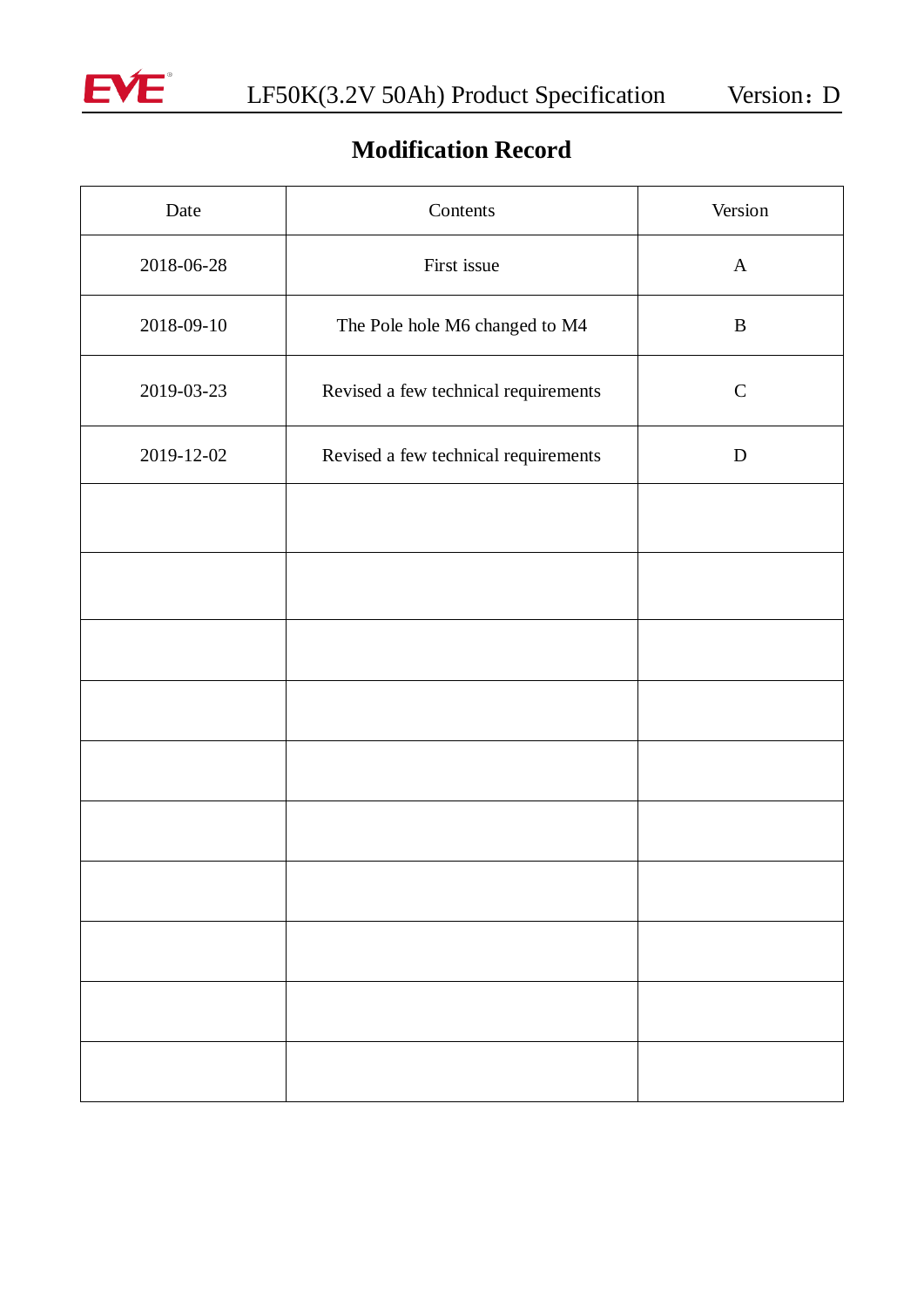# Modification Record

| Date | Contents | Version |
|---|---|---|
| 2018-06-28 | First issue | A |
| 2018-09-10 | The Pole hole M6 changed to M4 | B |
| 2019-03-23 | Revised a few technical requirements | C |
| 2019-12-02 | Revised a few technical requirements | D |
| | | |
| | | |
| | | |
| | | |
| | | |
| | | |
| | | |
| | | |
| | | |
| | | |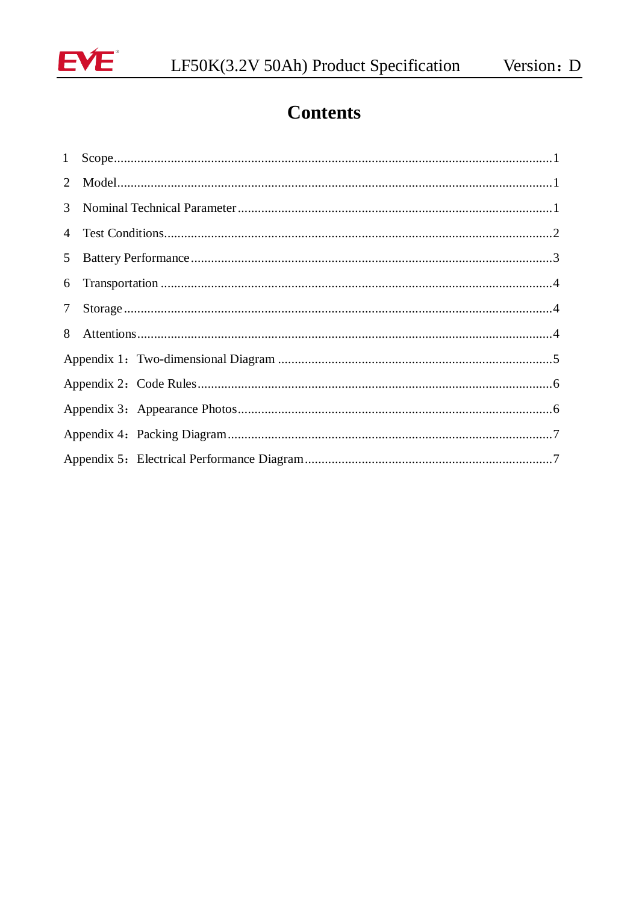# Contents

1 Scope ............................................................................................................................ 1

2 Model ............................................................................................................................ 1

3 Nominal Technical Parameter ........................................................................................ 1

4 Test Conditions .............................................................................................................. 2

5 Battery Performance ...................................................................................................... 3

6 Transportation ............................................................................................................... 4

7 Storage .......................................................................................................................... 4

8 Attentions ...................................................................................................................... 4

Appendix 1：Two-dimensional Diagram .............................................................................. 5

Appendix 2：Code Rules ..................................................................................................... 6

Appendix 3：Appearance Photos ......................................................................................... 6

Appendix 4：Packing Diagram ............................................................................................. 7

Appendix 5：Electrical Performance Diagram ...................................................................... 7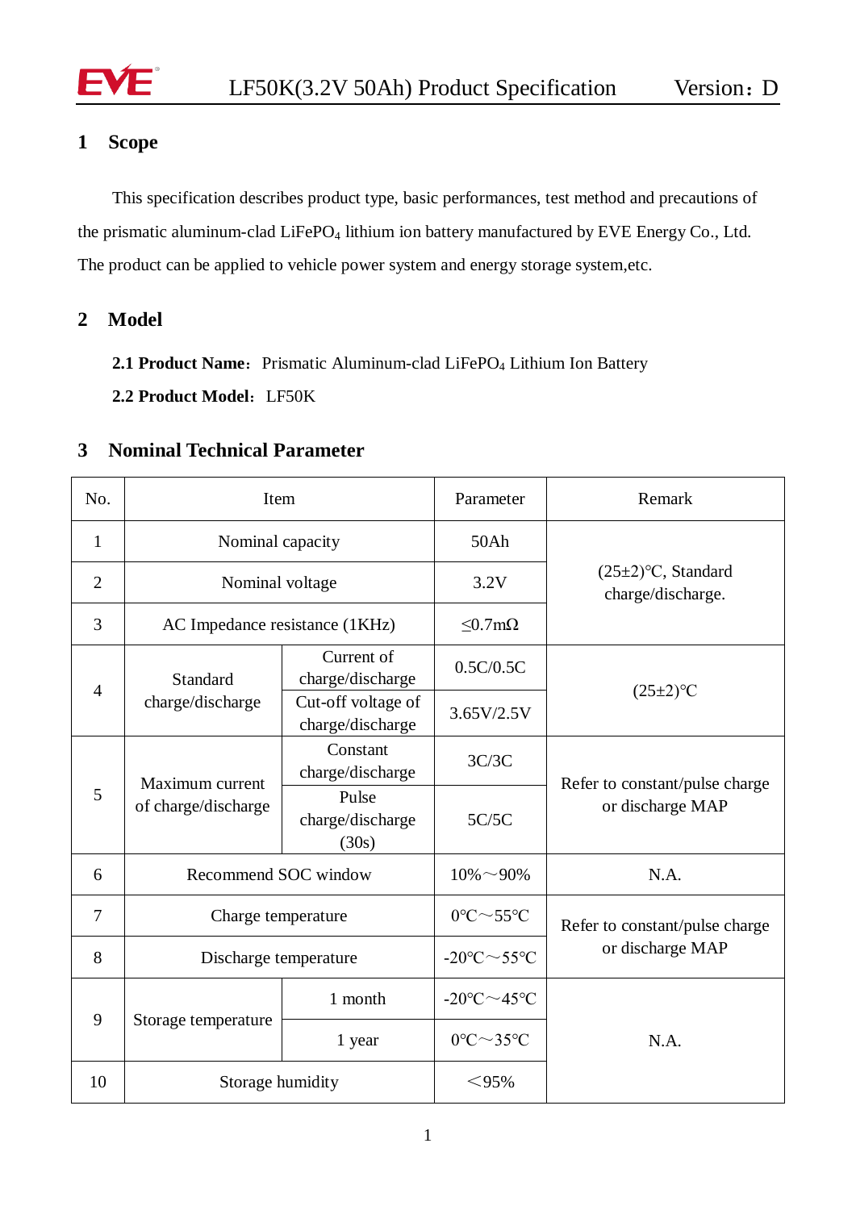## 1 Scope

This specification describes product type, basic performances, test method and precautions of the prismatic aluminum-clad $LiFePO_4$ lithium ion battery manufactured by EVE Energy Co., Ltd. The product can be applied to vehicle power system and energy storage system,etc.

## 2 Model

**2.1 Product Name**：Prismatic Aluminum-clad $LiFePO_4$ Lithium Ion Battery

**2.2 Product Model**：LF50K

## 3 Nominal Technical Parameter

| No. | Item | | Parameter | Remark |
|---|---|---|---|---|
| 1 | Nominal capacity | | 50Ah | (25±2)℃, Standard charge/discharge. |
| 2 | Nominal voltage | | 3.2V | |
| 3 | AC Impedance resistance (1KHz) | | ≤0.7mΩ | |
| 4 | Standard charge/discharge | Current of charge/discharge | 0.5C/0.5C | (25±2)℃ |
| | | Cut-off voltage of charge/discharge | 3.65V/2.5V | |
| 5 | Maximum current of charge/discharge | Constant charge/discharge | 3C/3C | Refer to constant/pulse charge or discharge MAP |
| | | Pulse charge/discharge (30s) | 5C/5C | |
| 6 | Recommend SOC window | | 10%～90% | N.A. |
| 7 | Charge temperature | | 0℃～55℃ | Refer to constant/pulse charge or discharge MAP |
| 8 | Discharge temperature | | -20℃～55℃ | |
| 9 | Storage temperature | 1 month | -20℃～45℃ | N.A. |
| | | 1 year | 0℃～35℃ | |
| 10 | Storage humidity | | ＜95% | |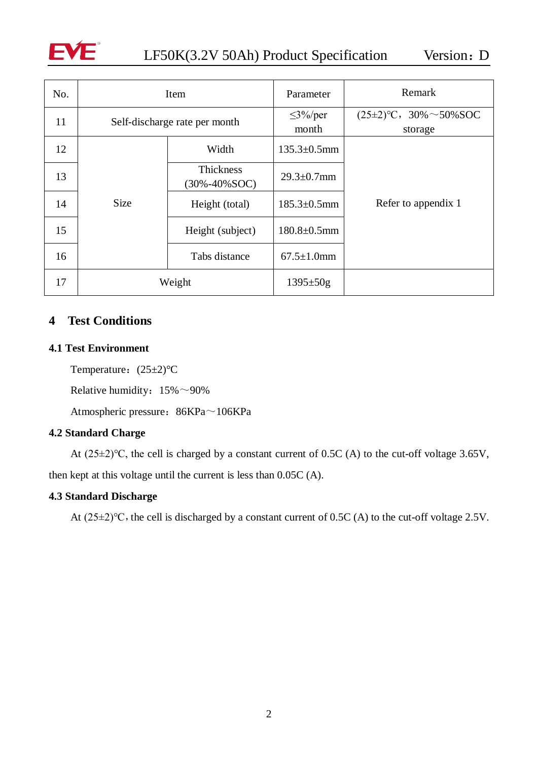| No. | Item | | Parameter | Remark |
|---|---|---|---|---|
| 11 | Self-discharge rate per month | | ≤3%/per month | (25±2)℃，30%～50%SOC storage |
| 12 | Size | Width | 135.3±0.5mm | Refer to appendix 1 |
| 13 | | Thickness (30%-40%SOC) | 29.3±0.7mm | |
| 14 | | Height (total) | 185.3±0.5mm | |
| 15 | | Height (subject) | 180.8±0.5mm | |
| 16 | | Tabs distance | 67.5±1.0mm | |
| 17 | Weight | | 1395±50g | |

## 4 Test Conditions

### 4.1 Test Environment

Temperature：(25±2)℃

Relative humidity：15%～90%

Atmospheric pressure：86KPa～106KPa

### 4.2 Standard Charge

At (25±2)℃, the cell is charged by a constant current of 0.5C (A) to the cut-off voltage 3.65V, then kept at this voltage until the current is less than 0.05C (A).

### 4.3 Standard Discharge

At (25±2)℃，the cell is discharged by a constant current of 0.5C (A) to the cut-off voltage 2.5V.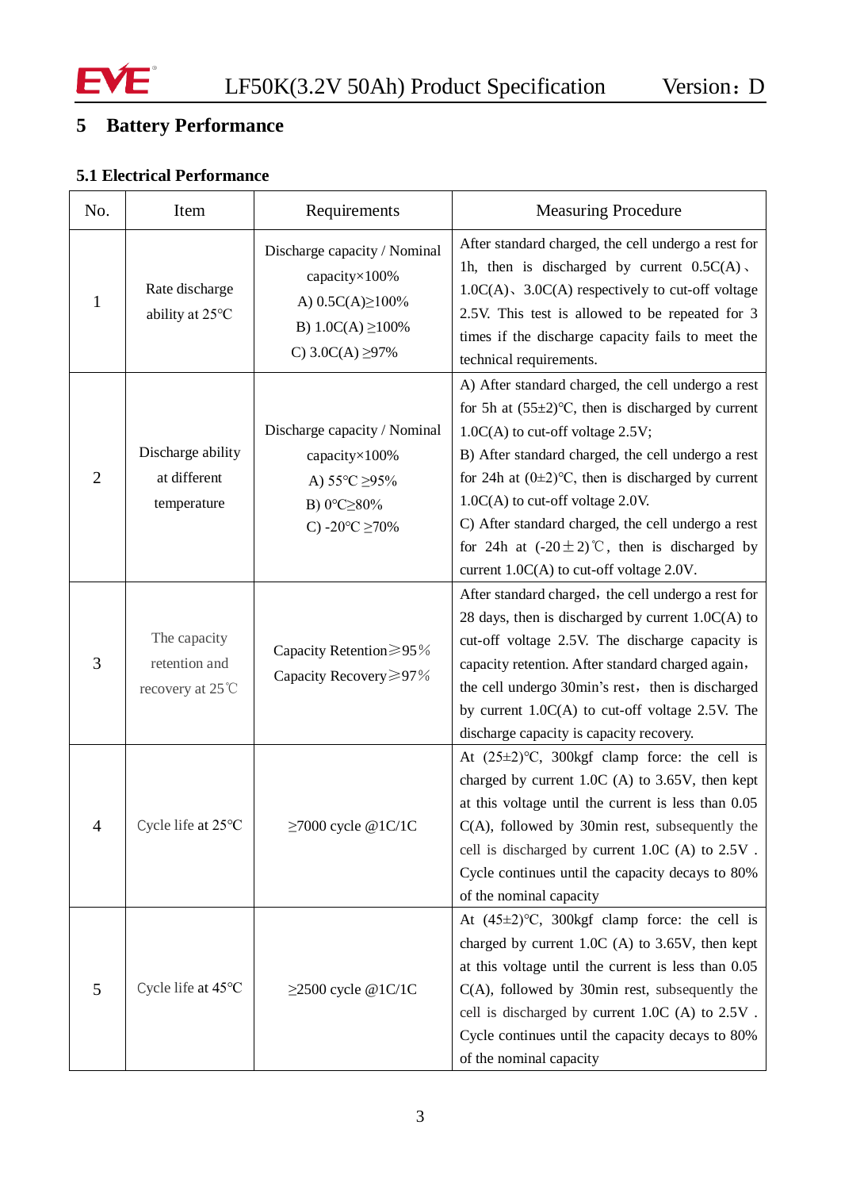## 5 Battery Performance

### 5.1 Electrical Performance

| No. | Item | Requirements | Measuring Procedure |
|---|---|---|---|
| 1 | Rate discharge ability at 25°C | Discharge capacity / Nominal capacity×100%<br>A) 0.5C(A)≥100%<br>B) 1.0C(A) ≥100%<br>C) 3.0C(A) ≥97% | After standard charged, the cell undergo a rest for 1h, then is discharged by current 0.5C(A)、1.0C(A)、3.0C(A) respectively to cut-off voltage 2.5V. This test is allowed to be repeated for 3 times if the discharge capacity fails to meet the technical requirements. |
| 2 | Discharge ability at different temperature | Discharge capacity / Nominal capacity×100%<br>A) 55°C ≥95%<br>B) 0°C≥80%<br>C) -20°C ≥70% | A) After standard charged, the cell undergo a rest for 5h at (55±2)°C, then is discharged by current 1.0C(A) to cut-off voltage 2.5V;<br>B) After standard charged, the cell undergo a rest for 24h at (0±2)°C, then is discharged by current 1.0C(A) to cut-off voltage 2.0V.<br>C) After standard charged, the cell undergo a rest for 24h at (-20±2)℃, then is discharged by current 1.0C(A) to cut-off voltage 2.0V. |
| 3 | The capacity retention and recovery at 25℃ | Capacity Retention≥95%<br>Capacity Recovery≥97% | After standard charged，the cell undergo a rest for 28 days, then is discharged by current 1.0C(A) to cut-off voltage 2.5V. The discharge capacity is capacity retention. After standard charged again，the cell undergo 30min's rest，then is discharged by current 1.0C(A) to cut-off voltage 2.5V. The discharge capacity is capacity recovery. |
| 4 | Cycle life at 25°C | ≥7000 cycle @1C/1C | At (25±2)°C, 300kgf clamp force: the cell is charged by current 1.0C (A) to 3.65V, then kept at this voltage until the current is less than 0.05 C(A), followed by 30min rest, subsequently the cell is discharged by current 1.0C (A) to 2.5V . Cycle continues until the capacity decays to 80% of the nominal capacity |
| 5 | Cycle life at 45°C | ≥2500 cycle @1C/1C | At (45±2)°C, 300kgf clamp force: the cell is charged by current 1.0C (A) to 3.65V, then kept at this voltage until the current is less than 0.05 C(A), followed by 30min rest, subsequently the cell is discharged by current 1.0C (A) to 2.5V . Cycle continues until the capacity decays to 80% of the nominal capacity |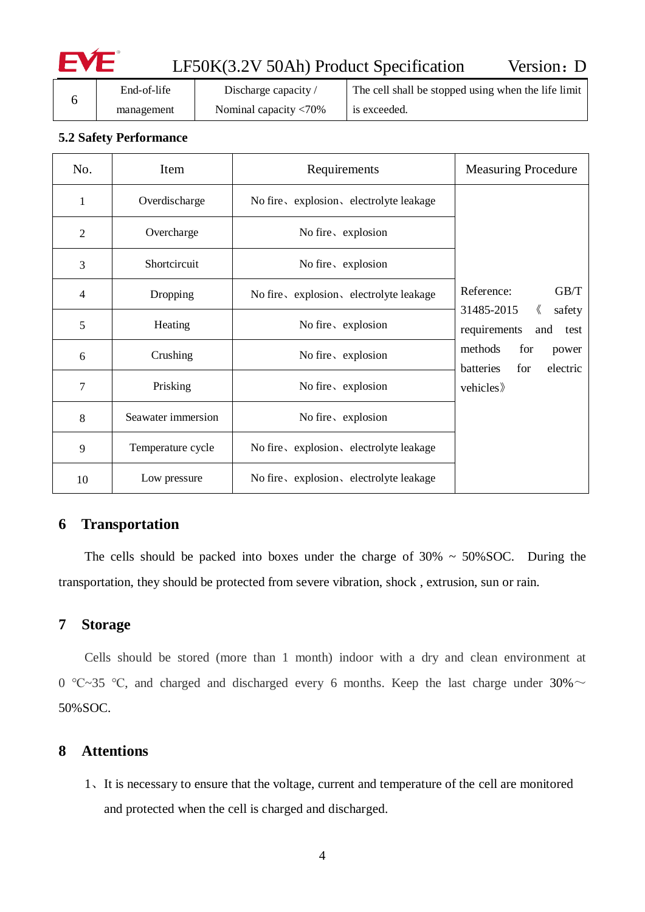| 6 | End-of-life management | Discharge capacity / Nominal capacity <70% | The cell shall be stopped using when the life limit is exceeded. |
|---|---|---|---|

### 5.2 Safety Performance

| No. | Item | Requirements | Measuring Procedure |
|---|---|---|---|
| 1 | Overdischarge | No fire、explosion、electrolyte leakage | Reference: GB/T 31485-2015 《safety requirements and test methods for power batteries for electric vehicles》 |
| 2 | Overcharge | No fire、explosion | |
| 3 | Shortcircuit | No fire、explosion | |
| 4 | Dropping | No fire、explosion、electrolyte leakage | |
| 5 | Heating | No fire、explosion | |
| 6 | Crushing | No fire、explosion | |
| 7 | Prisking | No fire、explosion | |
| 8 | Seawater immersion | No fire、explosion | |
| 9 | Temperature cycle | No fire、explosion、electrolyte leakage | |
| 10 | Low pressure | No fire、explosion、electrolyte leakage | |

## 6 Transportation

The cells should be packed into boxes under the charge of 30% ~ 50%SOC. During the transportation, they should be protected from severe vibration, shock , extrusion, sun or rain.

## 7 Storage

Cells should be stored (more than 1 month) indoor with a dry and clean environment at 0 ℃~35 ℃, and charged and discharged every 6 months. Keep the last charge under 30%～50%SOC.

## 8 Attentions

1、It is necessary to ensure that the voltage, current and temperature of the cell are monitored and protected when the cell is charged and discharged.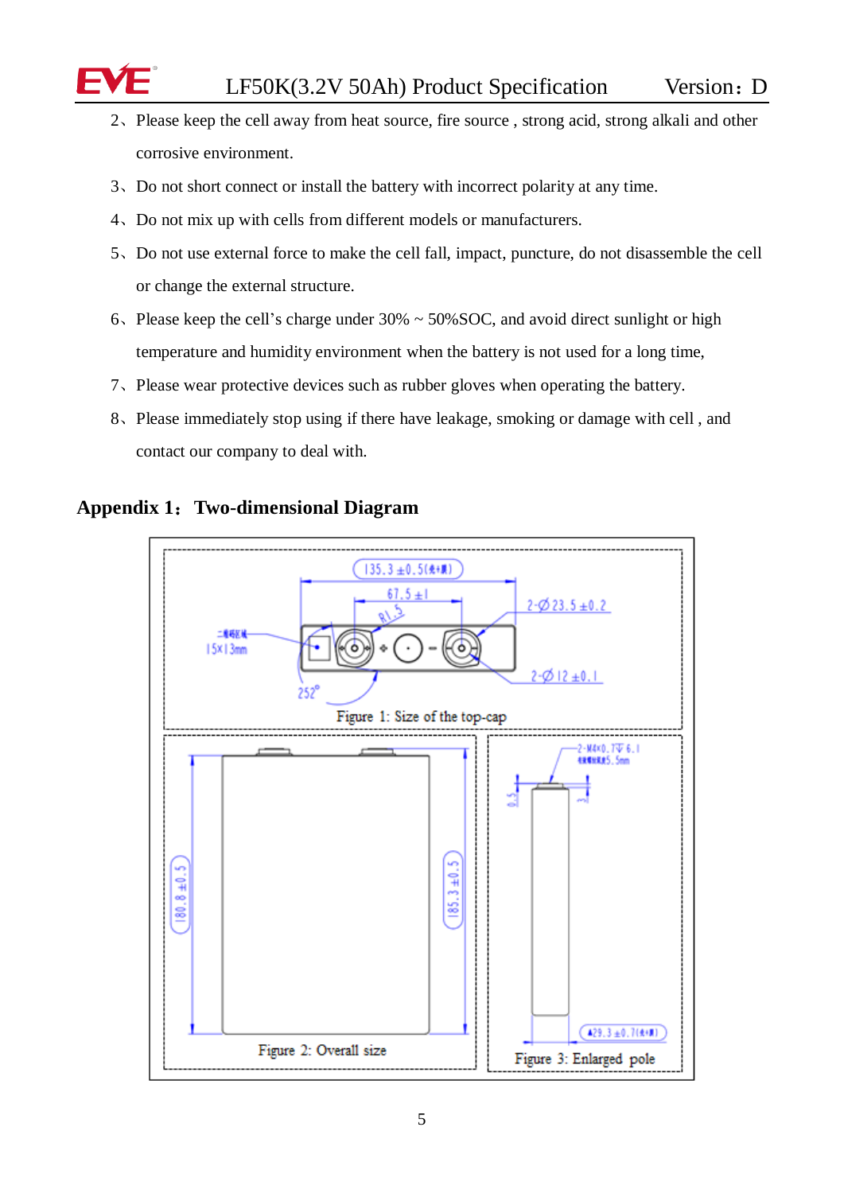2、Please keep the cell away from heat source, fire source , strong acid, strong alkali and other corrosive environment.

3、Do not short connect or install the battery with incorrect polarity at any time.

4、Do not mix up with cells from different models or manufacturers.

5、Do not use external force to make the cell fall, impact, puncture, do not disassemble the cell or change the external structure.

6、Please keep the cell's charge under 30% ~ 50%SOC, and avoid direct sunlight or high temperature and humidity environment when the battery is not used for a long time,

7、Please wear protective devices such as rubber gloves when operating the battery.

8、Please immediately stop using if there have leakage, smoking or damage with cell , and contact our company to deal with.

## Appendix 1：Two-dimensional Diagram

Figure 1: Size of the top-cap

Figure 2: Overall size

Figure 3: Enlarged pole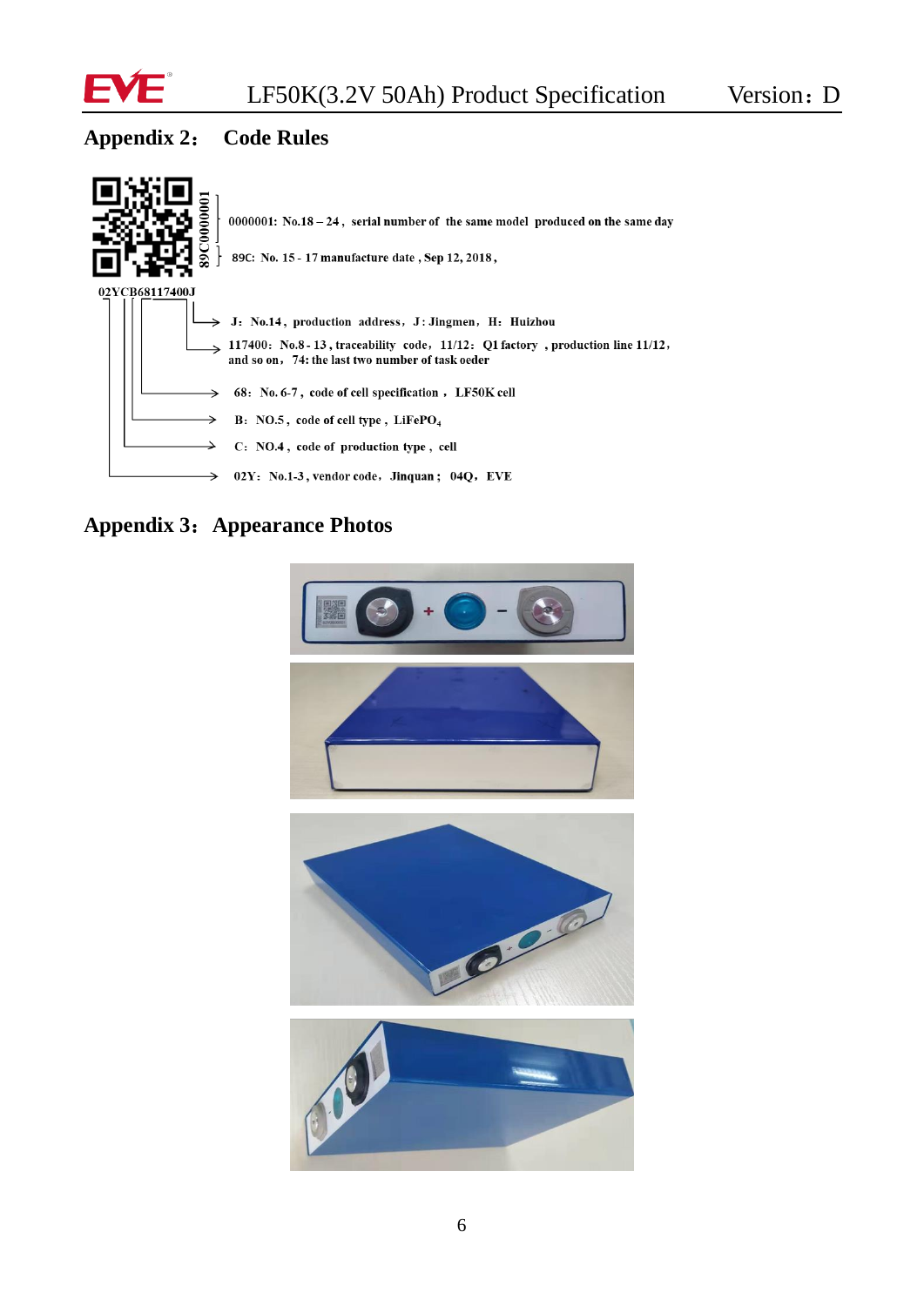## Appendix 2： Code Rules

89C0000001

0000001: No.18 – 24 , serial number of the same model produced on the same day

89C: No. 15 - 17 manufacture date , Sep 12, 2018 ,

02YCB68117400J

J：No.14 , production address，J : Jingmen，H：Huizhou

117400：No.8 - 13 , traceability code，11/12：Q1 factory , production line 11/12，and so on，74: the last two number of task oeder

68：No. 6-7 , code of cell specification ， LF50K cell

B：NO.5 , code of cell type , $LiFePO_4$

C：NO.4 , code of production type , cell

02Y：No.1-3 , vendor code，Jinquan ; 04Q，EVE

## Appendix 3：Appearance Photos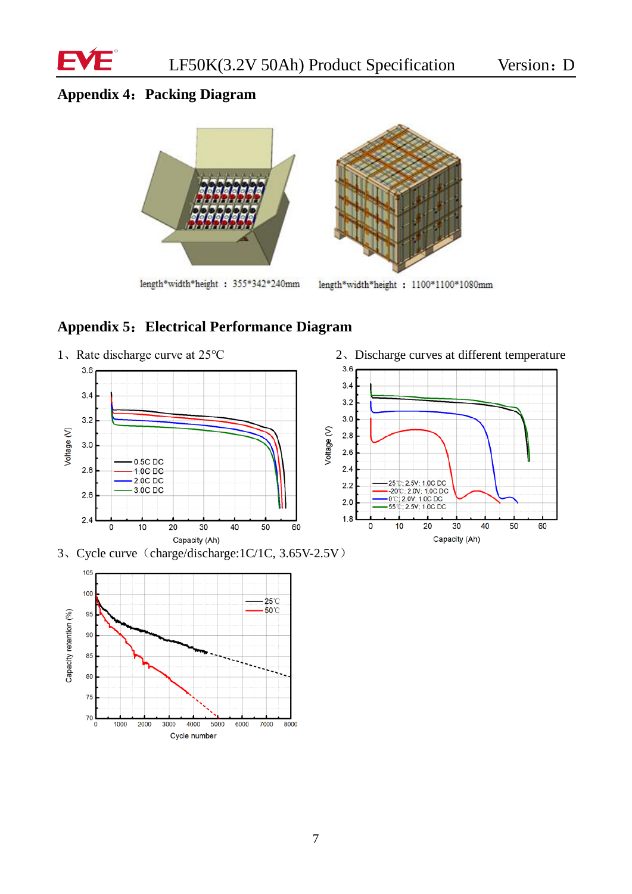## Appendix 4: Packing Diagram

length*width*height ： 355*342*240mm

length*width*height ： 1100*1100*1080mm

## Appendix 5: Electrical Performance Diagram

1、Rate discharge curve at 25℃

Voltage (V)
3.6
3.4
3.2
3.0
2.8
2.6
2.4
0 10 20 30 40 50 60
Capacity (Ah)
0.5C DC
1.0C DC
2.0C DC
3.0C DC

2、Discharge curves at different temperature

Voltage (V)
3.6
3.4
3.2
3.0
2.8
2.6
2.4
2.2
2.0
1.8
0 10 20 30 40 50 60
Capacity (Ah)
25℃; 2.5V; 1.0C DC
-20℃; 2.0V; 1.0C DC
0℃; 2.0V; 1.0C DC
55℃; 2.5V; 1.0C DC

3、Cycle curve（charge/discharge:1C/1C, 3.65V-2.5V）

Capacity retention (%)
105
100
95
90
85
80
75
70
0 1000 2000 3000 4000 5000 6000 7000 8000
Cycle number
25℃
50℃